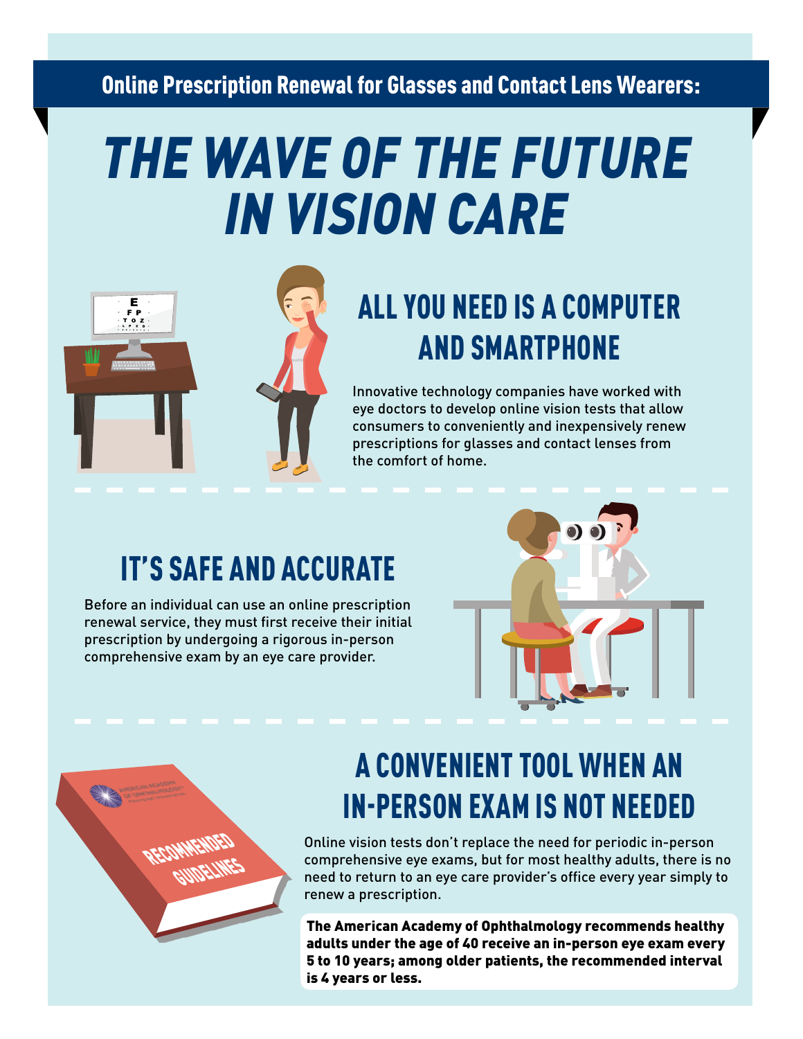Online Prescription Renewal for Glasses and Contact Lens Wearers:

# THE WAVE OF THE FUTURE IN VISION CARE

## ALL YOU NEED IS A COMPUTER AND SMARTPHONE

Innovative technology companies have worked with eye doctors to develop online vision tests that allow consumers to conveniently and inexpensively renew prescriptions for glasses and contact lenses from the comfort of home.

## IT'S SAFE AND ACCURATE

Before an individual can use an online prescription renewal service, they must first receive their initial prescription by undergoing a rigorous in-person comprehensive exam by an eye care provider.

## A CONVENIENT TOOL WHEN AN IN-PERSON EXAM IS NOT NEEDED

Online vision tests don't replace the need for periodic in-person comprehensive eye exams, but for most healthy adults, there is no need to return to an eye care provider's office every year simply to renew a prescription.

**The American Academy of Ophthalmology recommends healthy adults under the age of 40 receive an in-person eye exam every 5 to 10 years; among older patients, the recommended interval is 4 years or less.**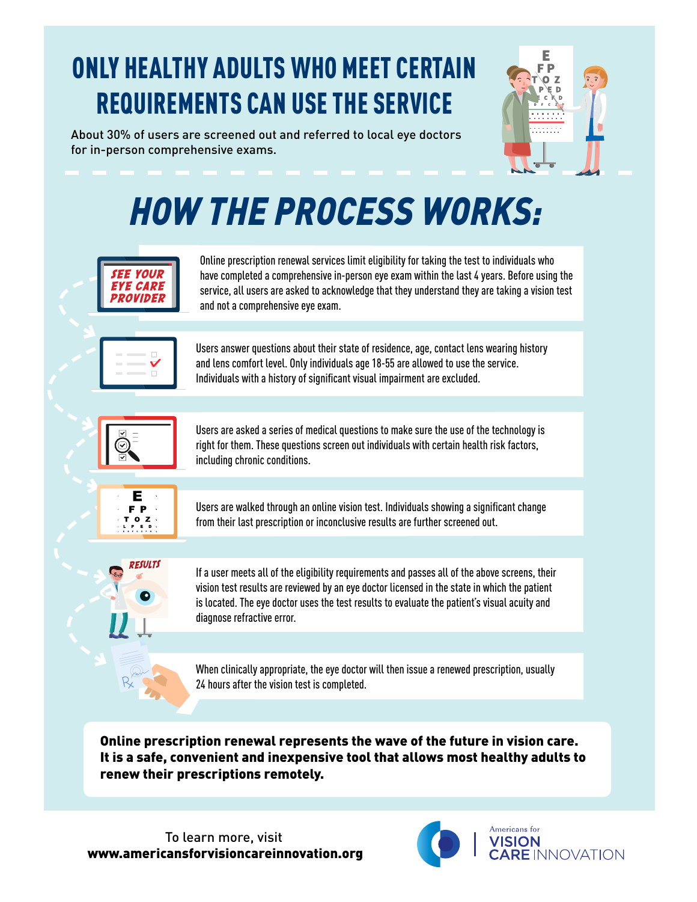# ONLY HEALTHY ADULTS WHO MEET CERTAIN REQUIREMENTS CAN USE THE SERVICE

About 30% of users are screened out and referred to local eye doctors for in-person comprehensive exams.

## HOW THE PROCESS WORKS:

SEE YOUR EYE CARE PROVIDER

Online prescription renewal services limit eligibility for taking the test to individuals who have completed a comprehensive in-person eye exam within the last 4 years. Before using the service, all users are asked to acknowledge that they understand they are taking a vision test and not a comprehensive eye exam.

Users answer questions about their state of residence, age, contact lens wearing history and lens comfort level. Only individuals age 18-55 are allowed to use the service. Individuals with a history of significant visual impairment are excluded.

Users are asked a series of medical questions to make sure the use of the technology is right for them. These questions screen out individuals with certain health risk factors, including chronic conditions.

Users are walked through an online vision test. Individuals showing a significant change from their last prescription or inconclusive results are further screened out.

RESULTS

If a user meets all of the eligibility requirements and passes all of the above screens, their vision test results are reviewed by an eye doctor licensed in the state in which the patient is located. The eye doctor uses the test results to evaluate the patient's visual acuity and diagnose refractive error.

When clinically appropriate, the eye doctor will then issue a renewed prescription, usually 24 hours after the vision test is completed.

**Online prescription renewal represents the wave of the future in vision care. It is a safe, convenient and inexpensive tool that allows most healthy adults to renew their prescriptions remotely.**

To learn more, visit
**www.americansforvisioncareinnovation.org**

Americans for VISION CARE INNOVATION